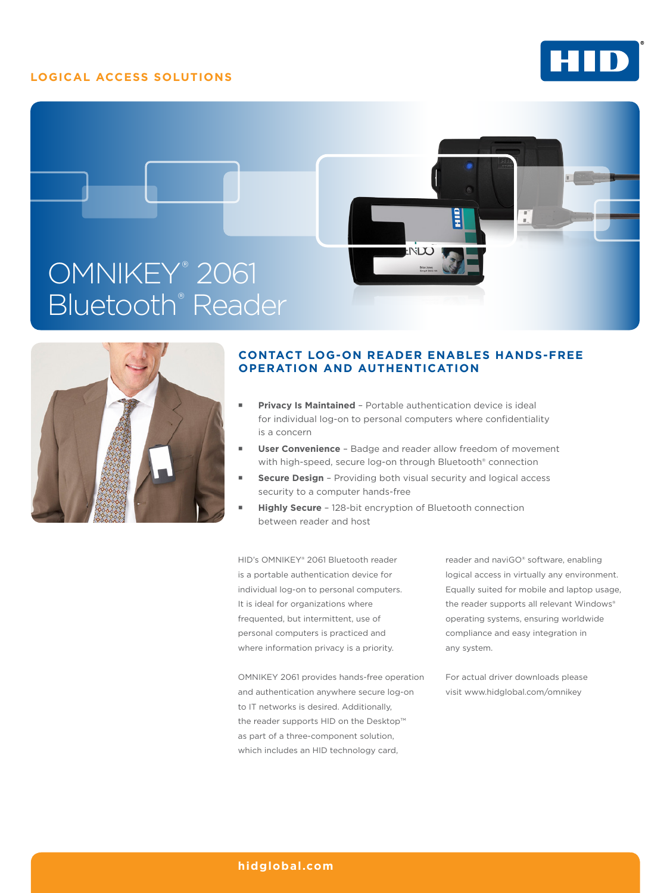LOGICAL ACCESS SOLUTIONS

# OMNIKEY® 2061 Bluetooth® Reader

## CONTACT LOG-ON READER ENABLES HANDS-FREE OPERATION AND AUTHENTICATION

- **Privacy Is Maintained** – Portable authentication device is ideal for individual log-on to personal computers where confidentiality is a concern
- **User Convenience** – Badge and reader allow freedom of movement with high-speed, secure log-on through Bluetooth® connection
- **Secure Design** – Providing both visual security and logical access security to a computer hands-free
- **Highly Secure** – 128-bit encryption of Bluetooth connection between reader and host

HID's OMNIKEY® 2061 Bluetooth reader is a portable authentication device for individual log-on to personal computers. It is ideal for organizations where frequented, but intermittent, use of personal computers is practiced and where information privacy is a priority.

OMNIKEY 2061 provides hands-free operation and authentication anywhere secure log-on to IT networks is desired. Additionally, the reader supports HID on the Desktop™ as part of a three-component solution, which includes an HID technology card, reader and naviGO® software, enabling logical access in virtually any environment. Equally suited for mobile and laptop usage, the reader supports all relevant Windows® operating systems, ensuring worldwide compliance and easy integration in any system.

For actual driver downloads please visit www.hidglobal.com/omnikey

hidglobal.com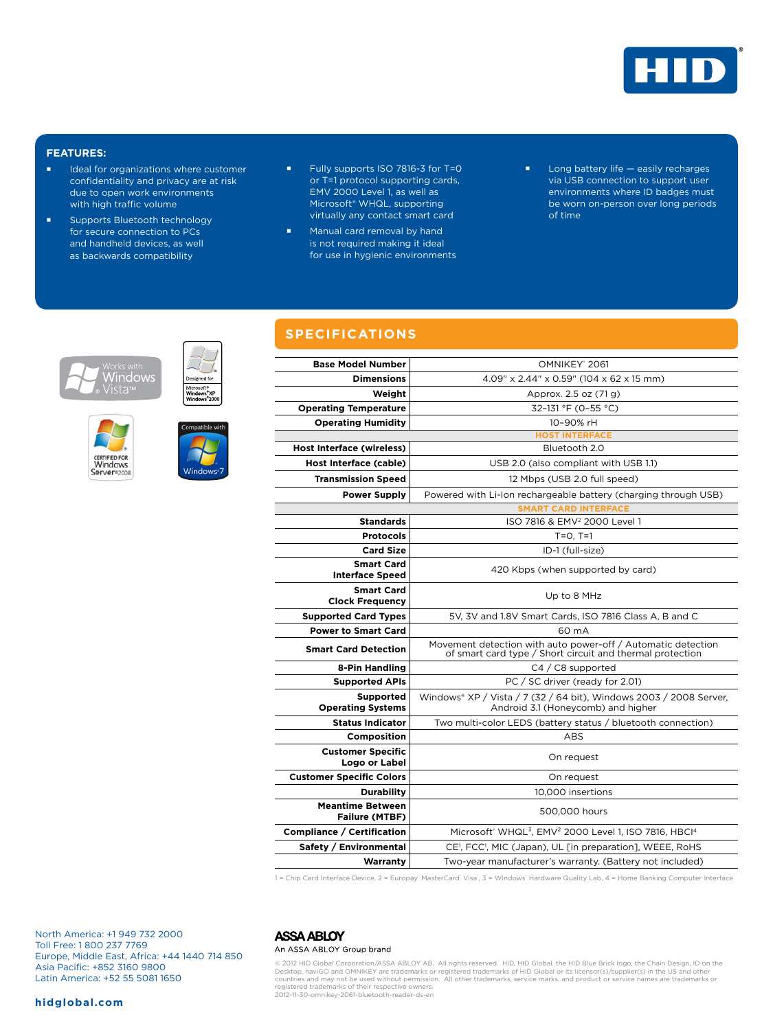## FEATURES:

- Ideal for organizations where customer confidentiality and privacy are at risk due to open work environments with high traffic volume
- Supports Bluetooth technology for secure connection to PCs and handheld devices, as well as backwards compatibility
- Fully supports ISO 7816-3 for T=0 or T=1 protocol supporting cards, EMV 2000 Level 1, as well as Microsoft® WHQL, supporting virtually any contact smart card
- Manual card removal by hand is not required making it ideal for use in hygienic environments
- Long battery life — easily recharges via USB connection to support user environments where ID badges must be worn on-person over long periods of time

Works with Windows Vista™

Designed for Microsoft® Windows® XP Windows® 2000

CERTIFIED FOR Windows Server® 2008

Compatible with Windows® 7

## SPECIFICATIONS

| | |
|---|---|
| **Base Model Number** | OMNIKEY® 2061 |
| **Dimensions** | 4.09" x 2.44" x 0.59" (104 x 62 x 15 mm) |
| **Weight** | Approx. 2.5 oz (71 g) |
| **Operating Temperature** | 32–131 °F (0–55 °C) |
| **Operating Humidity** | 10–90% rH |
| **HOST INTERFACE** | |
| **Host Interface (wireless)** | Bluetooth 2.0 |
| **Host Interface (cable)** | USB 2.0 (also compliant with USB 1.1) |
| **Transmission Speed** | 12 Mbps (USB 2.0 full speed) |
| **Power Supply** | Powered with Li-Ion rechargeable battery (charging through USB) |
| **SMART CARD INTERFACE** | |
| **Standards** | ISO 7816 & EMV[2] 2000 Level 1 |
| **Protocols** | T=0, T=1 |
| **Card Size** | ID-1 (full-size) |
| **Smart Card Interface Speed** | 420 Kbps (when supported by card) |
| **Smart Card Clock Frequency** | Up to 8 MHz |
| **Supported Card Types** | 5V, 3V and 1.8V Smart Cards, ISO 7816 Class A, B and C |
| **Power to Smart Card** | 60 mA |
| **Smart Card Detection** | Movement detection with auto power-off / Automatic detection of smart card type / Short circuit and thermal protection |
| **8-Pin Handling** | C4 / C8 supported |
| **Supported APIs** | PC / SC driver (ready for 2.01) |
| **Supported Operating Systems** | Windows® XP / Vista / 7 (32 / 64 bit), Windows 2003 / 2008 Server, Android 3.1 (Honeycomb) and higher |
| **Status Indicator** | Two multi-color LEDS (battery status / bluetooth connection) |
| **Composition** | ABS |
| **Customer Specific Logo or Label** | On request |
| **Customer Specific Colors** | On request |
| **Durability** | 10,000 insertions |
| **Meantime Between Failure (MTBF)** | 500,000 hours |
| **Compliance / Certification** | Microsoft® WHQL[3], EMV[2] 2000 Level 1, ISO 7816, HBCI[4] |
| **Safety / Environmental** | CE[1], FCC[1], MIC (Japan), UL [in preparation], WEEE, RoHS |
| **Warranty** | Two-year manufacturer's warranty. (Battery not included) |

1 = Chip Card Interface Device, 2 = Europay® MasterCard® Visa®, 3 = Windows® Hardware Quality Lab, 4 = Home Banking Computer Interface

North America: +1 949 732 2000
Toll Free: 1 800 237 7769
Europe, Middle East, Africa: +44 1440 714 850
Asia Pacific: +852 3160 9800
Latin America: +52 55 5081 1650

**hidglobal.com**

ASSA ABLOY
An ASSA ABLOY Group brand

© 2012 HID Global Corporation/ASSA ABLOY AB. All rights reserved. HID, HID Global, the HID Blue Brick logo, the Chain Design, ID on the Desktop, naviGO and OMNIKEY are trademarks or registered trademarks of HID Global or its licensor(s)/supplier(s) in the US and other countries and may not be used without permission. All other trademarks, service marks, and product or service names are trademarks or registered trademarks of their respective owners.
2012-11-30-omnikey-2061-bluetooth-reader-ds-en